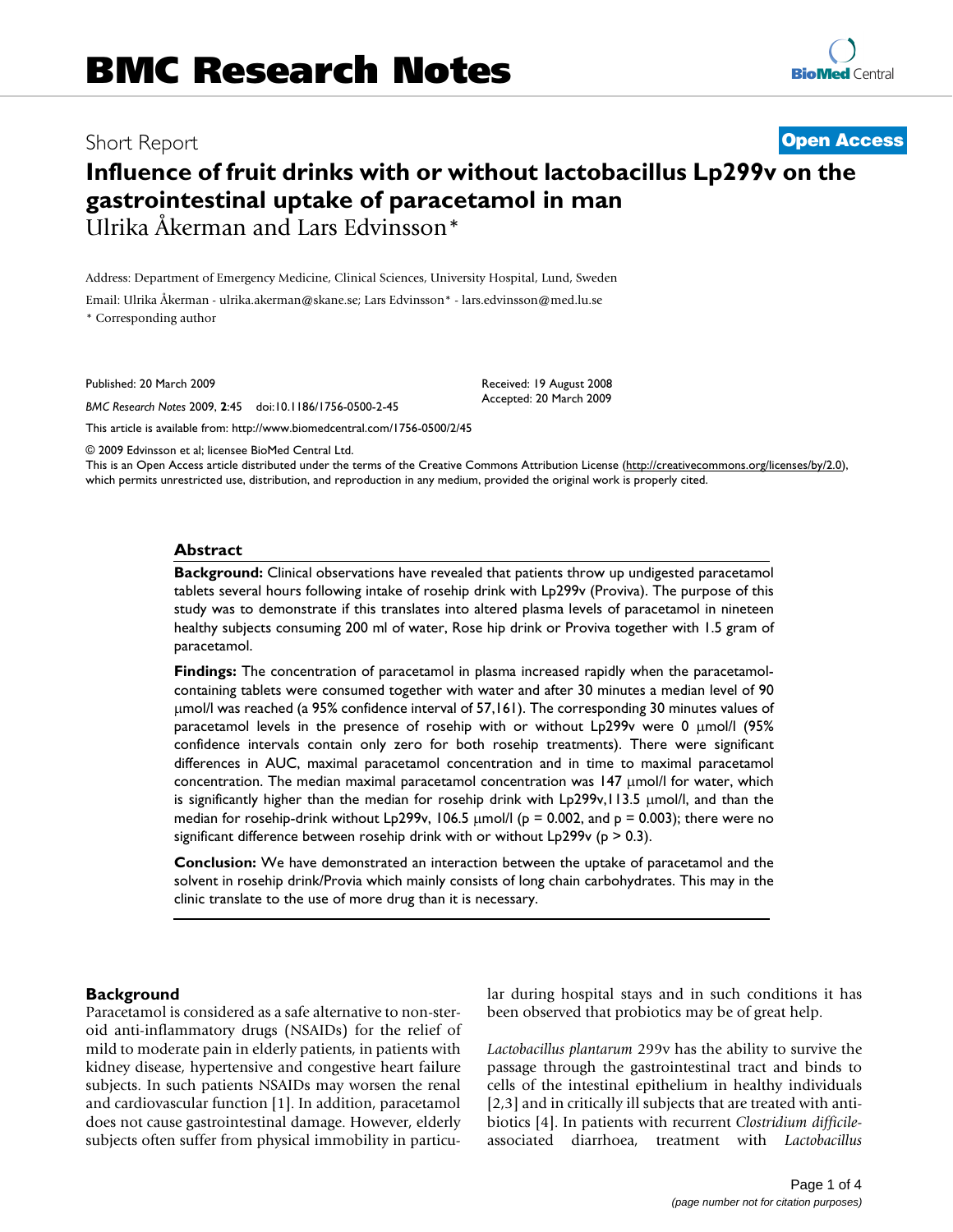# BMC Research Notes

Short Report **Open Access**

# Influence of fruit drinks with or without lactobacillus Lp299v on the gastrointestinal uptake of paracetamol in man

Ulrika Åkerman and Lars Edvinsson*

Address: Department of Emergency Medicine, Clinical Sciences, University Hospital, Lund, Sweden

Email: Ulrika Åkerman - ulrika.akerman@skane.se; Lars Edvinsson* - lars.edvinsson@med.lu.se

* Corresponding author

Published: 20 March 2009

*BMC Research Notes* 2009, **2**:45 doi:10.1186/1756-0500-2-45

Received: 19 August 2008
Accepted: 20 March 2009

This article is available from: http://www.biomedcentral.com/1756-0500/2/45

© 2009 Edvinsson et al; licensee BioMed Central Ltd.

This is an Open Access article distributed under the terms of the Creative Commons Attribution License (http://creativecommons.org/licenses/by/2.0), which permits unrestricted use, distribution, and reproduction in any medium, provided the original work is properly cited.

## Abstract

**Background:** Clinical observations have revealed that patients throw up undigested paracetamol tablets several hours following intake of rosehip drink with Lp299v (Proviva). The purpose of this study was to demonstrate if this translates into altered plasma levels of paracetamol in nineteen healthy subjects consuming 200 ml of water, Rose hip drink or Proviva together with 1.5 gram of paracetamol.

**Findings:** The concentration of paracetamol in plasma increased rapidly when the paracetamol-containing tablets were consumed together with water and after 30 minutes a median level of 90 μmol/l was reached (a 95% confidence interval of 57,161). The corresponding 30 minutes values of paracetamol levels in the presence of rosehip with or without Lp299v were 0 μmol/l (95% confidence intervals contain only zero for both rosehip treatments). There were significant differences in AUC, maximal paracetamol concentration and in time to maximal paracetamol concentration. The median maximal paracetamol concentration was 147 μmol/l for water, which is significantly higher than the median for rosehip drink with Lp299v,113.5 μmol/l, and than the median for rosehip-drink without Lp299v, 106.5 μmol/l ($p = 0.002$, and $p = 0.003$); there were no significant difference between rosehip drink with or without Lp299v ($p > 0.3$).

**Conclusion:** We have demonstrated an interaction between the uptake of paracetamol and the solvent in rosehip drink/Provia which mainly consists of long chain carbohydrates. This may in the clinic translate to the use of more drug than it is necessary.

## Background

Paracetamol is considered as a safe alternative to non-steroid anti-inflammatory drugs (NSAIDs) for the relief of mild to moderate pain in elderly patients, in patients with kidney disease, hypertensive and congestive heart failure subjects. In such patients NSAIDs may worsen the renal and cardiovascular function [1]. In addition, paracetamol does not cause gastrointestinal damage. However, elderly subjects often suffer from physical immobility in particular during hospital stays and in such conditions it has been observed that probiotics may be of great help.

*Lactobacillus plantarum* 299v has the ability to survive the passage through the gastrointestinal tract and binds to cells of the intestinal epithelium in healthy individuals [2,3] and in critically ill subjects that are treated with antibiotics [4]. In patients with recurrent *Clostridium difficile*-associated diarrhoea, treatment with *Lactobacillus*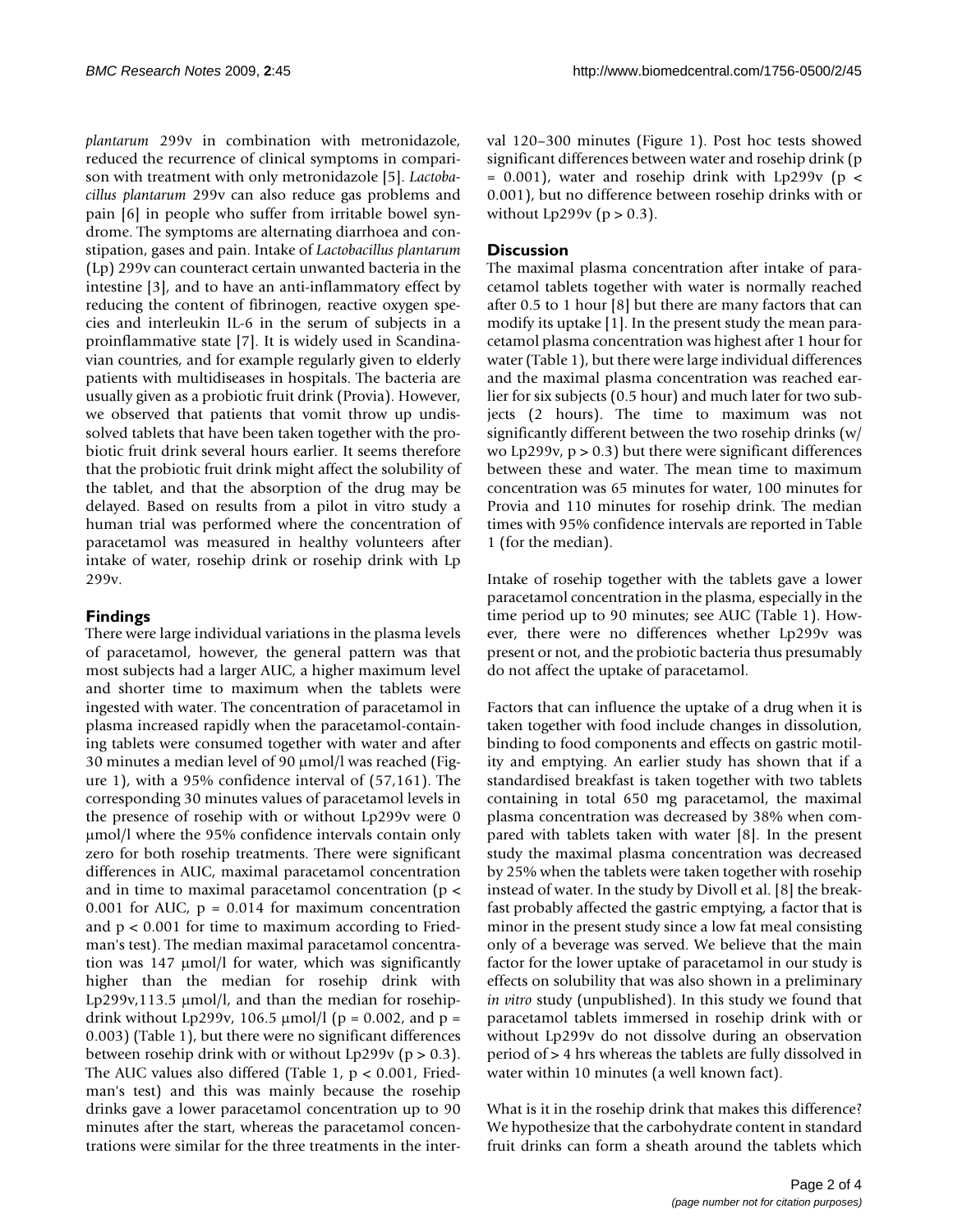*plantarum* 299v in combination with metronidazole, reduced the recurrence of clinical symptoms in comparison with treatment with only metronidazole [5]. *Lactobacillus plantarum* 299v can also reduce gas problems and pain [6] in people who suffer from irritable bowel syndrome. The symptoms are alternating diarrhoea and constipation, gases and pain. Intake of *Lactobacillus plantarum* (Lp) 299v can counteract certain unwanted bacteria in the intestine [3], and to have an anti-inflammatory effect by reducing the content of fibrinogen, reactive oxygen species and interleukin IL-6 in the serum of subjects in a proinflammative state [7]. It is widely used in Scandinavian countries, and for example regularly given to elderly patients with multidiseases in hospitals. The bacteria are usually given as a probiotic fruit drink (Provia). However, we observed that patients that vomit throw up undissolved tablets that have been taken together with the probiotic fruit drink several hours earlier. It seems therefore that the probiotic fruit drink might affect the solubility of the tablet, and that the absorption of the drug may be delayed. Based on results from a pilot in vitro study a human trial was performed where the concentration of paracetamol was measured in healthy volunteers after intake of water, rosehip drink or rosehip drink with Lp 299v.

## Findings

There were large individual variations in the plasma levels of paracetamol, however, the general pattern was that most subjects had a larger AUC, a higher maximum level and shorter time to maximum when the tablets were ingested with water. The concentration of paracetamol in plasma increased rapidly when the paracetamol-containing tablets were consumed together with water and after 30 minutes a median level of 90 μmol/l was reached (Figure 1), with a 95% confidence interval of (57,161). The corresponding 30 minutes values of paracetamol levels in the presence of rosehip with or without Lp299v were 0 μmol/l where the 95% confidence intervals contain only zero for both rosehip treatments. There were significant differences in AUC, maximal paracetamol concentration and in time to maximal paracetamol concentration ($p < 0.001$ for AUC, $p = 0.014$ for maximum concentration and $p < 0.001$ for time to maximum according to Friedman's test). The median maximal paracetamol concentration was 147 μmol/l for water, which was significantly higher than the median for rosehip drink with Lp299v,113.5 μmol/l, and than the median for rosehip-drink without Lp299v, 106.5 μmol/l ($p = 0.002$, and $p = 0.003$) (Table 1), but there were no significant differences between rosehip drink with or without Lp299v ($p > 0.3$). The AUC values also differed (Table 1, $p < 0.001$, Friedman's test) and this was mainly because the rosehip drinks gave a lower paracetamol concentration up to 90 minutes after the start, whereas the paracetamol concentrations were similar for the three treatments in the interval 120–300 minutes (Figure 1). Post hoc tests showed significant differences between water and rosehip drink ($p = 0.001$), water and rosehip drink with Lp299v ($p < 0.001$), but no difference between rosehip drinks with or without Lp299v ($p > 0.3$).

## Discussion

The maximal plasma concentration after intake of paracetamol tablets together with water is normally reached after 0.5 to 1 hour [8] but there are many factors that can modify its uptake [1]. In the present study the mean paracetamol plasma concentration was highest after 1 hour for water (Table 1), but there were large individual differences and the maximal plasma concentration was reached earlier for six subjects (0.5 hour) and much later for two subjects (2 hours). The time to maximum was not significantly different between the two rosehip drinks (w/wo Lp299v, $p > 0.3$) but there were significant differences between these and water. The mean time to maximum concentration was 65 minutes for water, 100 minutes for Provia and 110 minutes for rosehip drink. The median times with 95% confidence intervals are reported in Table 1 (for the median).

Intake of rosehip together with the tablets gave a lower paracetamol concentration in the plasma, especially in the time period up to 90 minutes; see AUC (Table 1). However, there were no differences whether Lp299v was present or not, and the probiotic bacteria thus presumably do not affect the uptake of paracetamol.

Factors that can influence the uptake of a drug when it is taken together with food include changes in dissolution, binding to food components and effects on gastric motility and emptying. An earlier study has shown that if a standardised breakfast is taken together with two tablets containing in total 650 mg paracetamol, the maximal plasma concentration was decreased by 38% when compared with tablets taken with water [8]. In the present study the maximal plasma concentration was decreased by 25% when the tablets were taken together with rosehip instead of water. In the study by Divoll et al. [8] the breakfast probably affected the gastric emptying, a factor that is minor in the present study since a low fat meal consisting only of a beverage was served. We believe that the main factor for the lower uptake of paracetamol in our study is effects on solubility that was also shown in a preliminary *in vitro* study (unpublished). In this study we found that paracetamol tablets immersed in rosehip drink with or without Lp299v do not dissolve during an observation period of > 4 hrs whereas the tablets are fully dissolved in water within 10 minutes (a well known fact).

What is it in the rosehip drink that makes this difference? We hypothesize that the carbohydrate content in standard fruit drinks can form a sheath around the tablets which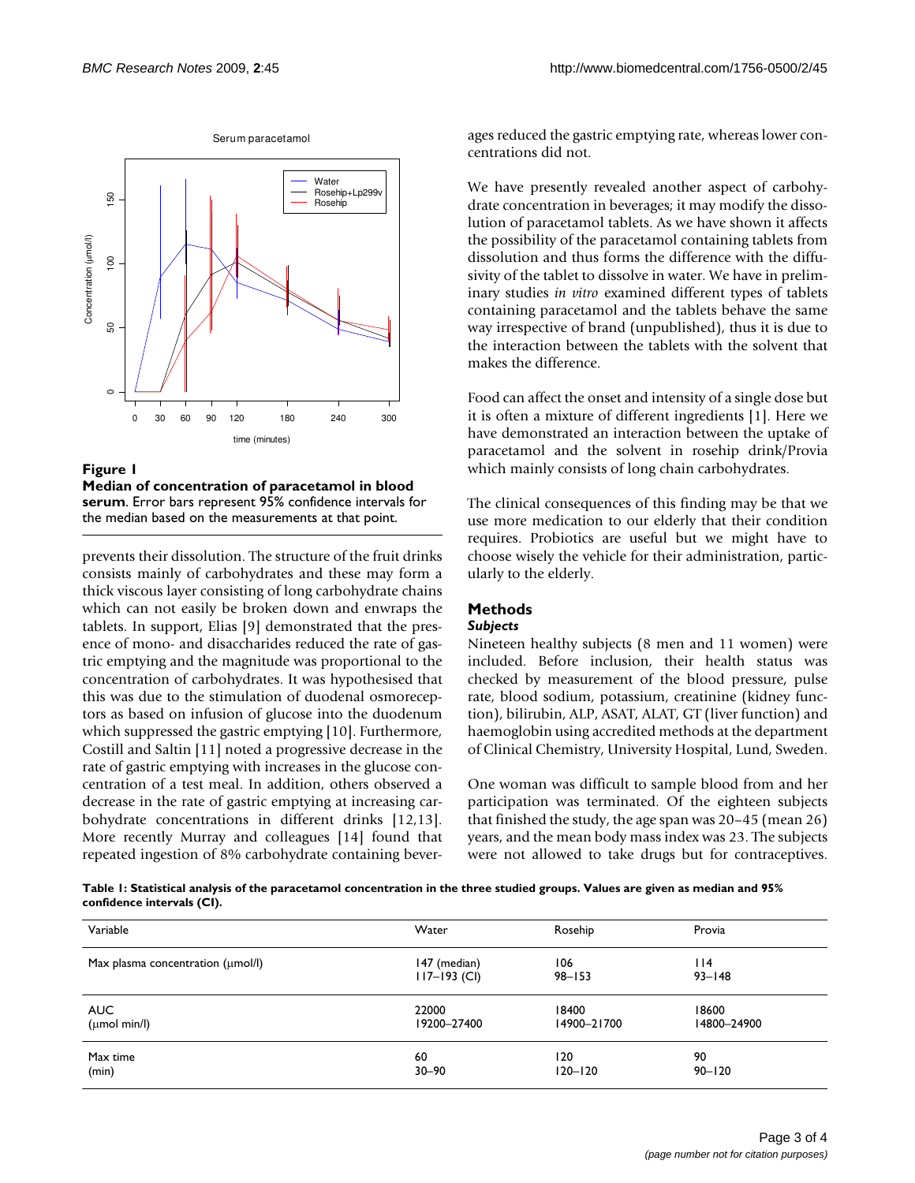**Figure 1**
**Median of concentration of paracetamol in blood serum**. Error bars represent 95% confidence intervals for the median based on the measurements at that point.

prevents their dissolution. The structure of the fruit drinks consists mainly of carbohydrates and these may form a thick viscous layer consisting of long carbohydrate chains which can not easily be broken down and enwraps the tablets. In support, Elias [9] demonstrated that the presence of mono- and disaccharides reduced the rate of gastric emptying and the magnitude was proportional to the concentration of carbohydrates. It was hypothesised that this was due to the stimulation of duodenal osmoreceptors as based on infusion of glucose into the duodenum which suppressed the gastric emptying [10]. Furthermore, Costill and Saltin [11] noted a progressive decrease in the rate of gastric emptying with increases in the glucose concentration of a test meal. In addition, others observed a decrease in the rate of gastric emptying at increasing carbohydrate concentrations in different drinks [12,13]. More recently Murray and colleagues [14] found that repeated ingestion of 8% carbohydrate containing beverages reduced the gastric emptying rate, whereas lower concentrations did not.

We have presently revealed another aspect of carbohydrate concentration in beverages; it may modify the dissolution of paracetamol tablets. As we have shown it affects the possibility of the paracetamol containing tablets from dissolution and thus forms the difference with the diffusivity of the tablet to dissolve in water. We have in preliminary studies *in vitro* examined different types of tablets containing paracetamol and the tablets behave the same way irrespective of brand (unpublished), thus it is due to the interaction between the tablets with the solvent that makes the difference.

Food can affect the onset and intensity of a single dose but it is often a mixture of different ingredients [1]. Here we have demonstrated an interaction between the uptake of paracetamol and the solvent in rosehip drink/Provia which mainly consists of long chain carbohydrates.

The clinical consequences of this finding may be that we use more medication to our elderly that their condition requires. Probiotics are useful but we might have to choose wisely the vehicle for their administration, particularly to the elderly.

## Methods

### *Subjects*

Nineteen healthy subjects (8 men and 11 women) were included. Before inclusion, their health status was checked by measurement of the blood pressure, pulse rate, blood sodium, potassium, creatinine (kidney function), bilirubin, ALP, ASAT, ALAT, GT (liver function) and haemoglobin using accredited methods at the department of Clinical Chemistry, University Hospital, Lund, Sweden.

One woman was difficult to sample blood from and her participation was terminated. Of the eighteen subjects that finished the study, the age span was 20–45 (mean 26) years, and the mean body mass index was 23. The subjects were not allowed to take drugs but for contraceptives.

**Table 1: Statistical analysis of the paracetamol concentration in the three studied groups. Values are given as median and 95% confidence intervals (CI).**

| Variable | Water | Rosehip | Provia |
|---|---|---|---|
| Max plasma concentration (μmol/l) | 147 (median)<br>117–193 (CI) | 106<br>98–153 | 114<br>93–148 |
| AUC<br>(μmol min/l) | 22000<br>19200–27400 | 18400<br>14900–21700 | 18600<br>14800–24900 |
| Max time<br>(min) | 60<br>30–90 | 120<br>120–120 | 90<br>90–120 |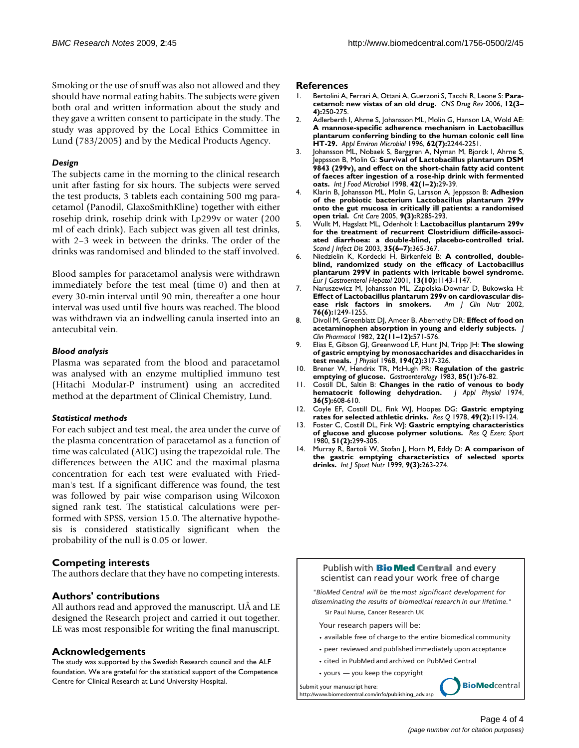Smoking or the use of snuff was also not allowed and they should have normal eating habits. The subjects were given both oral and written information about the study and they gave a written consent to participate in the study. The study was approved by the Local Ethics Committee in Lund (783/2005) and by the Medical Products Agency.

### *Design*

The subjects came in the morning to the clinical research unit after fasting for six hours. The subjects were served the test products, 3 tablets each containing 500 mg paracetamol (Panodil, GlaxoSmithKline) together with either rosehip drink, rosehip drink with Lp299v or water (200 ml of each drink). Each subject was given all test drinks, with 2–3 week in between the drinks. The order of the drinks was randomised and blinded to the staff involved.

Blood samples for paracetamol analysis were withdrawn immediately before the test meal (time 0) and then at every 30-min interval until 90 min, thereafter a one hour interval was used until five hours was reached. The blood was withdrawn via an indwelling canula inserted into an antecubital vein.

### *Blood analysis*

Plasma was separated from the blood and paracetamol was analysed with an enzyme multiplied immuno test (Hitachi Modular-P instrument) using an accredited method at the department of Clinical Chemistry, Lund.

### *Statistical methods*

For each subject and test meal, the area under the curve of the plasma concentration of paracetamol as a function of time was calculated (AUC) using the trapezoidal rule. The differences between the AUC and the maximal plasma concentration for each test were evaluated with Friedman's test. If a significant difference was found, the test was followed by pair wise comparison using Wilcoxon signed rank test. The statistical calculations were performed with SPSS, version 15.0. The alternative hypothesis is considered statistically significant when the probability of the null is 0.05 or lower.

## Competing interests

The authors declare that they have no competing interests.

## Authors' contributions

All authors read and approved the manuscript. UÅ and LE designed the Research project and carried it out together. LE was most responsible for writing the final manuscript.

## Acknowledgements

The study was supported by the Swedish Research council and the ALF foundation. We are grateful for the statistical support of the Competence Centre for Clinical Research at Lund University Hospital.

## References

1. Bertolini A, Ferrari A, Ottani A, Guerzoni S, Tacchi R, Leone S: **Paracetamol: new vistas of an old drug.** *CNS Drug Rev* 2006, **12(3–4):**250-275.
2. Adlerberth I, Ahrne S, Johansson ML, Molin G, Hanson LA, Wold AE: **A mannose-specific adherence mechanism in Lactobacillus plantarum conferring binding to the human colonic cell line HT-29.** *Appl Environ Microbiol* 1996, **62(7):**2244-2251.
3. Johansson ML, Nobaek S, Berggren A, Nyman M, Bjorck I, Ahrne S, Jeppsson B, Molin G: **Survival of Lactobacillus plantarum DSM 9843 (299v), and effect on the short-chain fatty acid content of faeces after ingestion of a rose-hip drink with fermented oats.** *Int J Food Microbiol* 1998, **42(1–2):**29-39.
4. Klarin B, Johansson ML, Molin G, Larsson A, Jeppsson B: **Adhesion of the probiotic bacterium Lactobacillus plantarum 299v onto the gut mucosa in critically ill patients: a randomised open trial.** *Crit Care* 2005, **9(3):**R285-293.
5. Wullt M, Hagslatt ML, Odenholt I: **Lactobacillus plantarum 299v for the treatment of recurrent Clostridium difficile-associated diarrhoea: a double-blind, placebo-controlled trial.** *Scand J Infect Dis* 2003, **35(6–7):**365-367.
6. Niedzielin K, Kordecki H, Birkenfeld B: **A controlled, double-blind, randomized study on the efficacy of Lactobacillus plantarum 299V in patients with irritable bowel syndrome.** *Eur J Gastroenterol Hepatol* 2001, **13(10):**1143-1147.
7. Naruszewicz M, Johansson ML, Zapolska-Downar D, Bukowska H: **Effect of Lactobacillus plantarum 299v on cardiovascular disease risk factors in smokers.** *Am J Clin Nutr* 2002, **76(6):**1249-1255.
8. Divoll M, Greenblatt DJ, Ameer B, Abernethy DR: **Effect of food on acetaminophen absorption in young and elderly subjects.** *J Clin Pharmacol* 1982, **22(11–12):**571-576.
9. Elias E, Gibson GJ, Greenwood LF, Hunt JN, Tripp JH: **The slowing of gastric emptying by monosaccharides and disaccharides in test meals.** *J Physiol* 1968, **194(2):**317-326.
10. Brener W, Hendrix TR, McHugh PR: **Regulation of the gastric emptying of glucose.** *Gastroenterology* 1983, **85(1):**76-82.
11. Costill DL, Saltin B: **Changes in the ratio of venous to body hematocrit following dehydration.** *J Appl Physiol* 1974, **36(5):**608-610.
12. Coyle EF, Costill DL, Fink WJ, Hoopes DG: **Gastric emptying rates for selected athletic drinks.** *Res Q* 1978, **49(2):**119-124.
13. Foster C, Costill DL, Fink WJ: **Gastric emptying characteristics of glucose and glucose polymer solutions.** *Res Q Exerc Sport* 1980, **51(2):**299-305.
14. Murray R, Bartoli W, Stofan J, Horn M, Eddy D: **A comparison of the gastric emptying characteristics of selected sports drinks.** *Int J Sport Nutr* 1999, **9(3):**263-274.

Publish with **BioMed Central** and every scientist can read your work free of charge

*"BioMed Central will be the most significant development for disseminating the results of biomedical research in our lifetime."*
Sir Paul Nurse, Cancer Research UK

Your research papers will be:

- available free of charge to the entire biomedical community
- peer reviewed and published immediately upon acceptance
- cited in PubMed and archived on PubMed Central
- yours — you keep the copyright

Submit your manuscript here:
http://www.biomedcentral.com/info/publishing_adv.asp

BioMedcentral